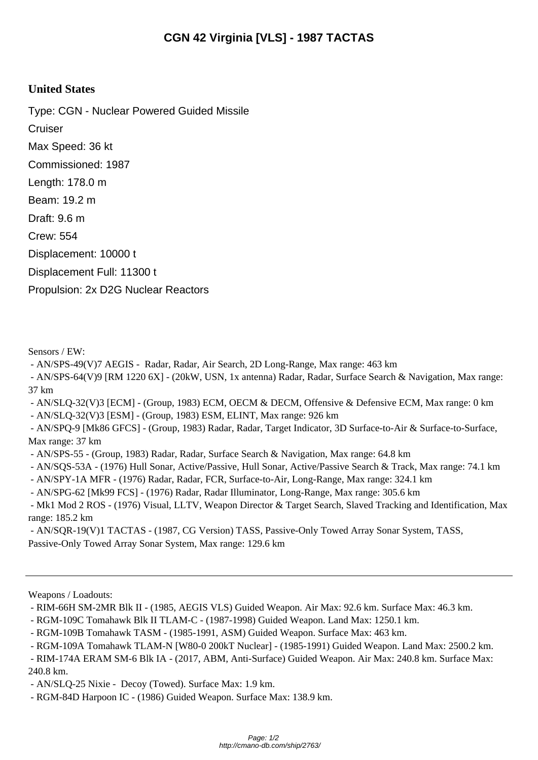# CGN 42 Virginia [VLS] - 1987 TACTAS

## United States

Type: CGN - Nuclear Powered Guided Missile Cruiser

Max Speed: 36 kt

Commissioned: 1987

Length: 178.0 m

Beam: 19.2 m

Draft: 9.6 m

Crew: 554

Displacement: 10000 t

Displacement Full: 11300 t

Propulsion: 2x D2G Nuclear Reactors

Sensors / EW:

- AN/SPS-49(V)7 AEGIS - Radar, Radar, Air Search, 2D Long-Range, Max range: 463 km
- AN/SPS-64(V)9 [RM 1220 6X] - (20kW, USN, 1x antenna) Radar, Radar, Surface Search & Navigation, Max range: 37 km
- AN/SLQ-32(V)3 [ECM] - (Group, 1983) ECM, OECM & DECM, Offensive & Defensive ECM, Max range: 0 km
- AN/SLQ-32(V)3 [ESM] - (Group, 1983) ESM, ELINT, Max range: 926 km
- AN/SPQ-9 [Mk86 GFCS] - (Group, 1983) Radar, Radar, Target Indicator, 3D Surface-to-Air & Surface-to-Surface, Max range: 37 km
- AN/SPS-55 - (Group, 1983) Radar, Radar, Surface Search & Navigation, Max range: 64.8 km
- AN/SQS-53A - (1976) Hull Sonar, Active/Passive, Hull Sonar, Active/Passive Search & Track, Max range: 74.1 km
- AN/SPY-1A MFR - (1976) Radar, Radar, FCR, Surface-to-Air, Long-Range, Max range: 324.1 km
- AN/SPG-62 [Mk99 FCS] - (1976) Radar, Radar Illuminator, Long-Range, Max range: 305.6 km
- Mk1 Mod 2 ROS - (1976) Visual, LLTV, Weapon Director & Target Search, Slaved Tracking and Identification, Max range: 185.2 km
- AN/SQR-19(V)1 TACTAS - (1987, CG Version) TASS, Passive-Only Towed Array Sonar System, TASS, Passive-Only Towed Array Sonar System, Max range: 129.6 km

---

Weapons / Loadouts:

- RIM-66H SM-2MR Blk II - (1985, AEGIS VLS) Guided Weapon. Air Max: 92.6 km. Surface Max: 46.3 km.
- RGM-109C Tomahawk Blk II TLAM-C - (1987-1998) Guided Weapon. Land Max: 1250.1 km.
- RGM-109B Tomahawk TASM - (1985-1991, ASM) Guided Weapon. Surface Max: 463 km.
- RGM-109A Tomahawk TLAM-N [W80-0 200kT Nuclear] - (1985-1991) Guided Weapon. Land Max: 2500.2 km.
- RIM-174A ERAM SM-6 Blk IA - (2017, ABM, Anti-Surface) Guided Weapon. Air Max: 240.8 km. Surface Max: 240.8 km.
- AN/SLQ-25 Nixie - Decoy (Towed). Surface Max: 1.9 km.
- RGM-84D Harpoon IC - (1986) Guided Weapon. Surface Max: 138.9 km.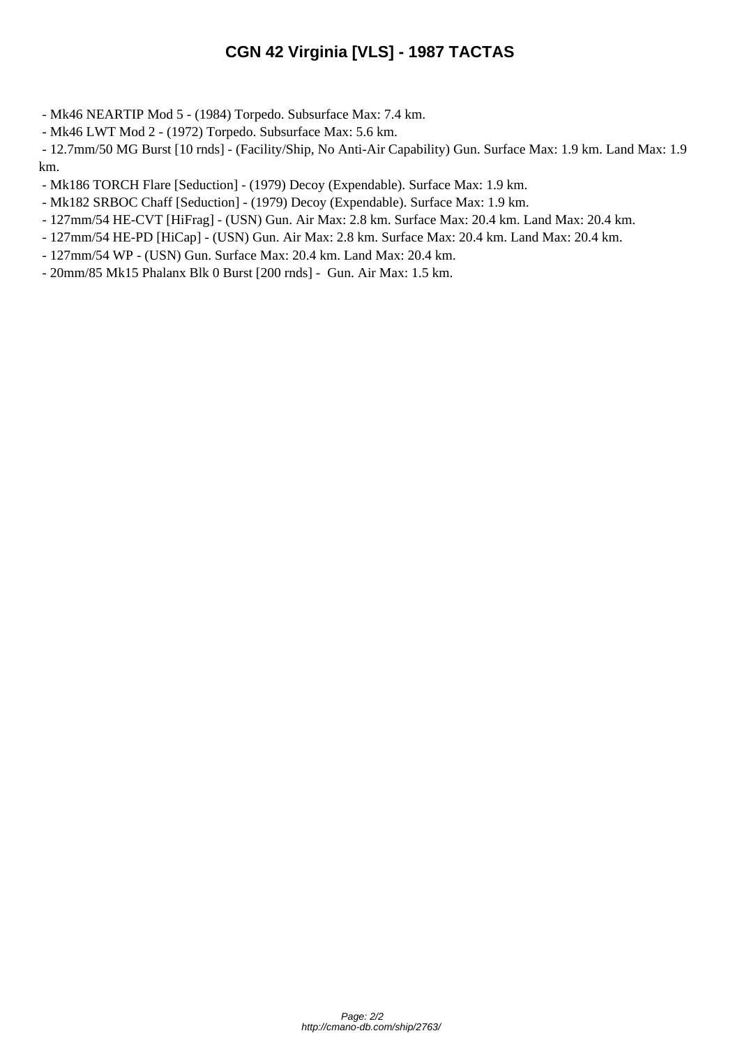- Mk46 NEARTIP Mod 5 - (1984) Torpedo. Subsurface Max: 7.4 km.
- Mk46 LWT Mod 2 - (1972) Torpedo. Subsurface Max: 5.6 km.
- 12.7mm/50 MG Burst [10 rnds] - (Facility/Ship, No Anti-Air Capability) Gun. Surface Max: 1.9 km. Land Max: 1.9 km.
- Mk186 TORCH Flare [Seduction] - (1979) Decoy (Expendable). Surface Max: 1.9 km.
- Mk182 SRBOC Chaff [Seduction] - (1979) Decoy (Expendable). Surface Max: 1.9 km.
- 127mm/54 HE-CVT [HiFrag] - (USN) Gun. Air Max: 2.8 km. Surface Max: 20.4 km. Land Max: 20.4 km.
- 127mm/54 HE-PD [HiCap] - (USN) Gun. Air Max: 2.8 km. Surface Max: 20.4 km. Land Max: 20.4 km.
- 127mm/54 WP - (USN) Gun. Surface Max: 20.4 km. Land Max: 20.4 km.
- 20mm/85 Mk15 Phalanx Blk 0 Burst [200 rnds] - Gun. Air Max: 1.5 km.